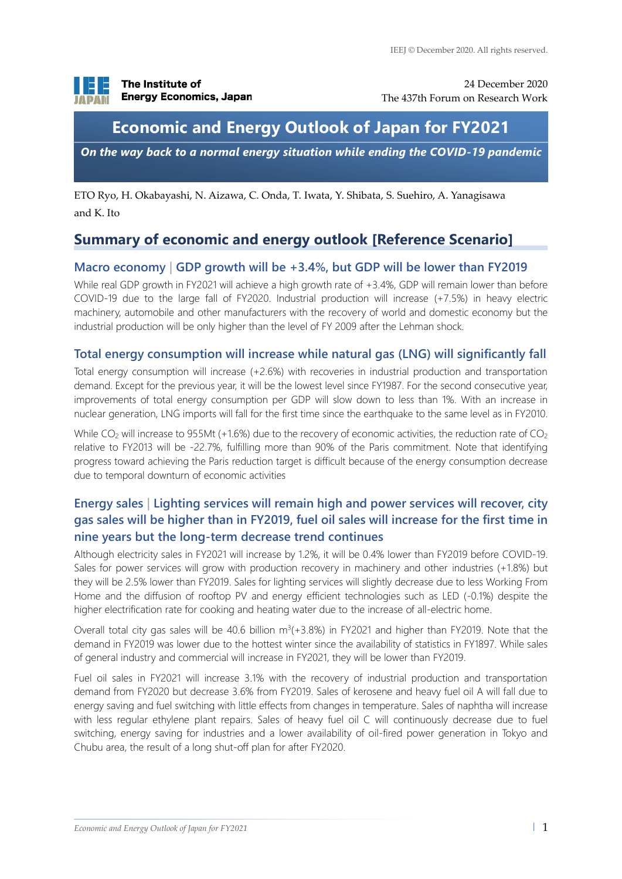IEEJ © December 2020. All rights reserved.

The Institute of Energy Economics, Japan

24 December 2020
The 437th Forum on Research Work

# Economic and Energy Outlook of Japan for FY2021

***On the way back to a normal energy situation while ending the COVID-19 pandemic***

ETO Ryo, H. Okabayashi, N. Aizawa, C. Onda, T. Iwata, Y. Shibata, S. Suehiro, A. Yanagisawa and K. Ito

## Summary of economic and energy outlook [Reference Scenario]

### Macro economy | GDP growth will be +3.4%, but GDP will be lower than FY2019

While real GDP growth in FY2021 will achieve a high growth rate of +3.4%, GDP will remain lower than before COVID-19 due to the large fall of FY2020. Industrial production will increase (+7.5%) in heavy electric machinery, automobile and other manufacturers with the recovery of world and domestic economy but the industrial production will be only higher than the level of FY 2009 after the Lehman shock.

### Total energy consumption will increase while natural gas (LNG) will significantly fall

Total energy consumption will increase (+2.6%) with recoveries in industrial production and transportation demand. Except for the previous year, it will be the lowest level since FY1987. For the second consecutive year, improvements of total energy consumption per GDP will slow down to less than 1%. With an increase in nuclear generation, LNG imports will fall for the first time since the earthquake to the same level as in FY2010.

While $CO_2$ will increase to 955Mt (+1.6%) due to the recovery of economic activities, the reduction rate of $CO_2$ relative to FY2013 will be -22.7%, fulfilling more than 90% of the Paris commitment. Note that identifying progress toward achieving the Paris reduction target is difficult because of the energy consumption decrease due to temporal downturn of economic activities

### Energy sales | Lighting services will remain high and power services will recover, city gas sales will be higher than in FY2019, fuel oil sales will increase for the first time in nine years but the long-term decrease trend continues

Although electricity sales in FY2021 will increase by 1.2%, it will be 0.4% lower than FY2019 before COVID-19. Sales for power services will grow with production recovery in machinery and other industries (+1.8%) but they will be 2.5% lower than FY2019. Sales for lighting services will slightly decrease due to less Working From Home and the diffusion of rooftop PV and energy efficient technologies such as LED (-0.1%) despite the higher electrification rate for cooking and heating water due to the increase of all-electric home.

Overall total city gas sales will be 40.6 billion $m^3$(+3.8%) in FY2021 and higher than FY2019. Note that the demand in FY2019 was lower due to the hottest winter since the availability of statistics in FY1897. While sales of general industry and commercial will increase in FY2021, they will be lower than FY2019.

Fuel oil sales in FY2021 will increase 3.1% with the recovery of industrial production and transportation demand from FY2020 but decrease 3.6% from FY2019. Sales of kerosene and heavy fuel oil A will fall due to energy saving and fuel switching with little effects from changes in temperature. Sales of naphtha will increase with less regular ethylene plant repairs. Sales of heavy fuel oil C will continuously decrease due to fuel switching, energy saving for industries and a lower availability of oil-fired power generation in Tokyo and Chubu area, the result of a long shut-off plan for after FY2020.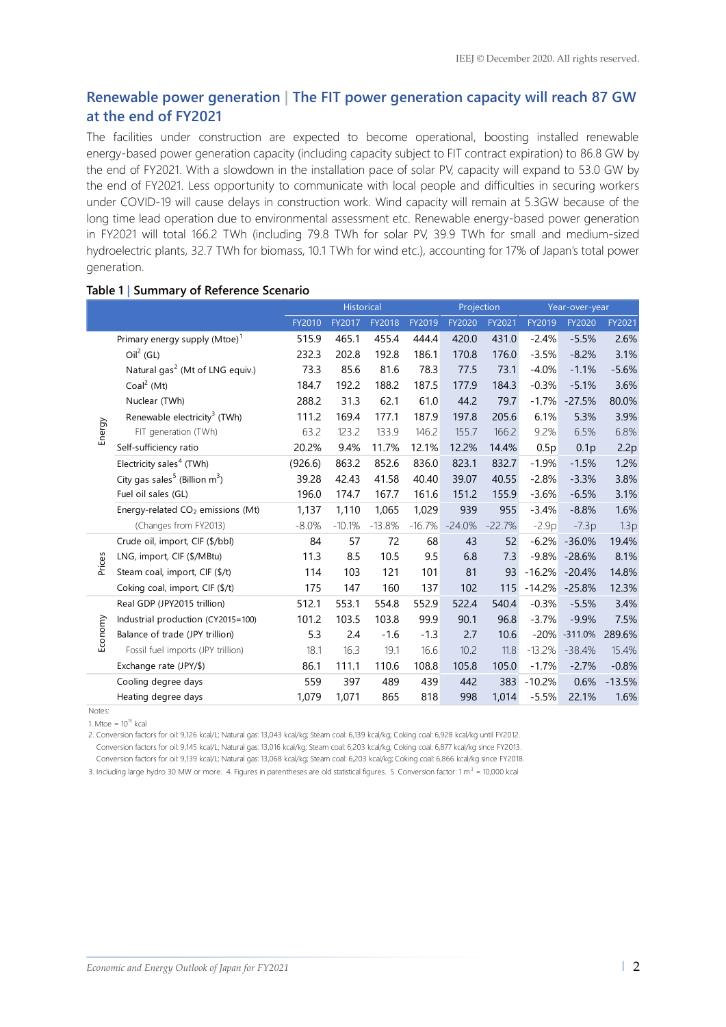## Renewable power generation | The FIT power generation capacity will reach 87 GW at the end of FY2021

The facilities under construction are expected to become operational, boosting installed renewable energy-based power generation capacity (including capacity subject to FIT contract expiration) to 86.8 GW by the end of FY2021. With a slowdown in the installation pace of solar PV, capacity will expand to 53.0 GW by the end of FY2021. Less opportunity to communicate with local people and difficulties in securing workers under COVID-19 will cause delays in construction work. Wind capacity will remain at 5.3GW because of the long time lead operation due to environmental assessment etc. Renewable energy-based power generation in FY2021 will total 166.2 TWh (including 79.8 TWh for solar PV, 39.9 TWh for small and medium-sized hydroelectric plants, 32.7 TWh for biomass, 10.1 TWh for wind etc.), accounting for 17% of Japan's total power generation.

**Table 1 | Summary of Reference Scenario**

| | | Historical | | | | Projection | | Year-over-year | | |
|---|---|---|---|---|---|---|---|---|---|---|
| | | FY2010 | FY2017 | FY2018 | FY2019 | FY2020 | FY2021 | FY2019 | FY2020 | FY2021 |
| Energy | Primary energy supply (Mtoe)[1] | 515.9 | 465.1 | 455.4 | 444.4 | 420.0 | 431.0 | -2.4% | -5.5% | 2.6% |
| | Oil[2] (GL) | 232.3 | 202.8 | 192.8 | 186.1 | 170.8 | 176.0 | -3.5% | -8.2% | 3.1% |
| | Natural gas[2] (Mt of LNG equiv.) | 73.3 | 85.6 | 81.6 | 78.3 | 77.5 | 73.1 | -4.0% | -1.1% | -5.6% |
| | Coal[2] (Mt) | 184.7 | 192.2 | 188.2 | 187.5 | 177.9 | 184.3 | -0.3% | -5.1% | 3.6% |
| | Nuclear (TWh) | 288.2 | 31.3 | 62.1 | 61.0 | 44.2 | 79.7 | -1.7% | -27.5% | 80.0% |
| | Renewable electricity[3] (TWh) | 111.2 | 169.4 | 177.1 | 187.9 | 197.8 | 205.6 | 6.1% | 5.3% | 3.9% |
| | FIT generation (TWh) | 63.2 | 123.2 | 133.9 | 146.2 | 155.7 | 166.2 | 9.2% | 6.5% | 6.8% |
| | Self-sufficiency ratio | 20.2% | 9.4% | 11.7% | 12.1% | 12.2% | 14.4% | 0.5p | 0.1p | 2.2p |
| | Electricity sales[4] (TWh) | (926.6) | 863.2 | 852.6 | 836.0 | 823.1 | 832.7 | -1.9% | -1.5% | 1.2% |
| | City gas sales[5] (Billion $m^3$) | 39.28 | 42.43 | 41.58 | 40.40 | 39.07 | 40.55 | -2.8% | -3.3% | 3.8% |
| | Fuel oil sales (GL) | 196.0 | 174.7 | 167.7 | 161.6 | 151.2 | 155.9 | -3.6% | -6.5% | 3.1% |
| | Energy-related $CO_2$ emissions (Mt) | 1,137 | 1,110 | 1,065 | 1,029 | 939 | 955 | -3.4% | -8.8% | 1.6% |
| | (Changes from FY2013) | -8.0% | -10.1% | -13.8% | -16.7% | -24.0% | -22.7% | -2.9p | -7.3p | 1.3p |
| Prices | Crude oil, import, CIF ($/bbl) | 84 | 57 | 72 | 68 | 43 | 52 | -6.2% | -36.0% | 19.4% |
| | LNG, import, CIF ($/MBtu) | 11.3 | 8.5 | 10.5 | 9.5 | 6.8 | 7.3 | -9.8% | -28.6% | 8.1% |
| | Steam coal, import, CIF ($/t) | 114 | 103 | 121 | 101 | 81 | 93 | -16.2% | -20.4% | 14.8% |
| | Coking coal, import, CIF ($/t) | 175 | 147 | 160 | 137 | 102 | 115 | -14.2% | -25.8% | 12.3% |
| Economy | Real GDP (JPY2015 trillion) | 512.1 | 553.1 | 554.8 | 552.9 | 522.4 | 540.4 | -0.3% | -5.5% | 3.4% |
| | Industrial production (CY2015=100) | 101.2 | 103.5 | 103.8 | 99.9 | 90.1 | 96.8 | -3.7% | -9.9% | 7.5% |
| | Balance of trade (JPY trillion) | 5.3 | 2.4 | -1.6 | -1.3 | 2.7 | 10.6 | -20% | -311.0% | 289.6% |
| | Fossil fuel imports (JPY trillion) | 18.1 | 16.3 | 19.1 | 16.6 | 10.2 | 11.8 | -13.2% | -38.4% | 15.4% |
| | Exchange rate (JPY/$) | 86.1 | 111.1 | 110.6 | 108.8 | 105.8 | 105.0 | -1.7% | -2.7% | -0.8% |
| | Cooling degree days | 559 | 397 | 489 | 439 | 442 | 383 | -10.2% | 0.6% | -13.5% |
| | Heating degree days | 1,079 | 1,071 | 865 | 818 | 998 | 1,014 | -5.5% | 22.1% | 1.6% |

Notes:

1. Mtoe = $10^{13}$ kcal
2. Conversion factors for oil: 9,126 kcal/L; Natural gas: 13,043 kcal/kg; Steam coal: 6,139 kcal/kg; Coking coal: 6,928 kcal/kg until FY2012.
   Conversion factors for oil: 9,145 kcal/L; Natural gas: 13,016 kcal/kg; Steam coal: 6,203 kcal/kg; Coking coal: 6,877 kcal/kg since FY2013.
   Conversion factors for oil: 9,139 kcal/L; Natural gas: 13,068 kcal/kg; Steam coal: 6,203 kcal/kg; Coking coal: 6,866 kcal/kg since FY2018.
3. Including large hydro 30 MW or more. 4. Figures in parentheses are old statistical figures. 5. Conversion factor: 1 $m^3$ = 10,000 kcal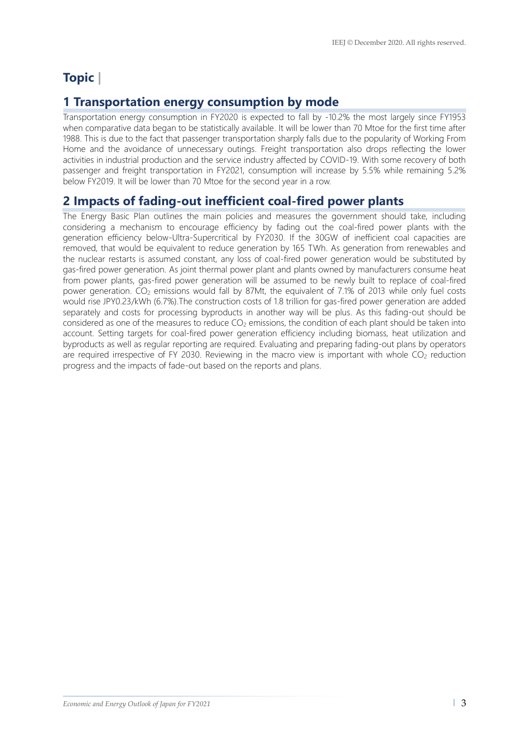# Topic |

## 1 Transportation energy consumption by mode

Transportation energy consumption in FY2020 is expected to fall by -10.2% the most largely since FY1953 when comparative data began to be statistically available. It will be lower than 70 Mtoe for the first time after 1988. This is due to the fact that passenger transportation sharply falls due to the popularity of Working From Home and the avoidance of unnecessary outings. Freight transportation also drops reflecting the lower activities in industrial production and the service industry affected by COVID-19. With some recovery of both passenger and freight transportation in FY2021, consumption will increase by 5.5% while remaining 5.2% below FY2019. It will be lower than 70 Mtoe for the second year in a row.

## 2 Impacts of fading-out inefficient coal-fired power plants

The Energy Basic Plan outlines the main policies and measures the government should take, including considering a mechanism to encourage efficiency by fading out the coal-fired power plants with the generation efficiency below-Ultra-Supercritical by FY2030. If the 30GW of inefficient coal capacities are removed, that would be equivalent to reduce generation by 165 TWh. As generation from renewables and the nuclear restarts is assumed constant, any loss of coal-fired power generation would be substituted by gas-fired power generation. As joint thermal power plant and plants owned by manufacturers consume heat from power plants, gas-fired power generation will be assumed to be newly built to replace of coal-fired power generation. $CO_2$ emissions would fall by 87Mt, the equivalent of 7.1% of 2013 while only fuel costs would rise JPY0.23/kWh (6.7%).The construction costs of 1.8 trillion for gas-fired power generation are added separately and costs for processing byproducts in another way will be plus. As this fading-out should be considered as one of the measures to reduce $CO_2$ emissions, the condition of each plant should be taken into account. Setting targets for coal-fired power generation efficiency including biomass, heat utilization and byproducts as well as regular reporting are required. Evaluating and preparing fading-out plans by operators are required irrespective of FY 2030. Reviewing in the macro view is important with whole $CO_2$ reduction progress and the impacts of fade-out based on the reports and plans.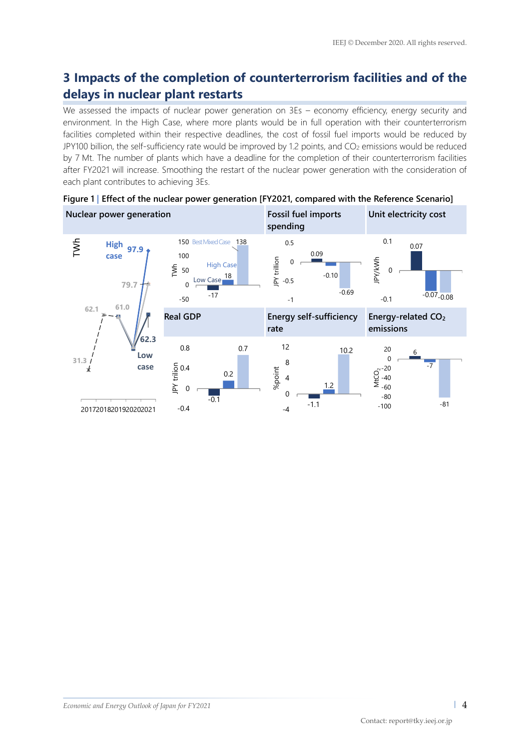## 3 Impacts of the completion of counterterrorism facilities and of the delays in nuclear plant restarts

We assessed the impacts of nuclear power generation on 3Es – economy efficiency, energy security and environment. In the High Case, where more plants would be in full operation with their counterterrorism facilities completed within their respective deadlines, the cost of fossil fuel imports would be reduced by JPY100 billion, the self-sufficiency rate would be improved by 1.2 points, and $CO_2$ emissions would be reduced by 7 Mt. The number of plants which have a deadline for the completion of their counterterrorism facilities after FY2021 will increase. Smoothing the restart of the nuclear power generation with the consideration of each plant contributes to achieving 3Es.

**Figure 1 | Effect of the nuclear power generation [FY2021, compared with the Reference Scenario]**

Nuclear power generation

TWh

High case 97.9

79.7

62.1

61.0

62.3

31.3

Low case

2017 2018 2019 2020 2021

150 Best Mixed Case 138

100

TWh 50 High Case

Low Case 18

0

-17

-50

Fossil fuel imports spending

0.5

JPY trillion

0.09

0

-0.10

-0.5

-0.69

-1

Unit electricity cost

0.1

0.07

JPY/kWh 0

-0.07 -0.08

-0.1

Real GDP

0.8

0.7

JPY trilion 0.4

0.2

0

-0.1

-0.4

Energy self-sufficiency rate

12

10.2

8

%point 4

1.2

0

-1.1

-4

Energy-related $CO_2$ emissions

20

6

0

-7

$MtCO_2$ -20

-40

-60

-80

-81

-100